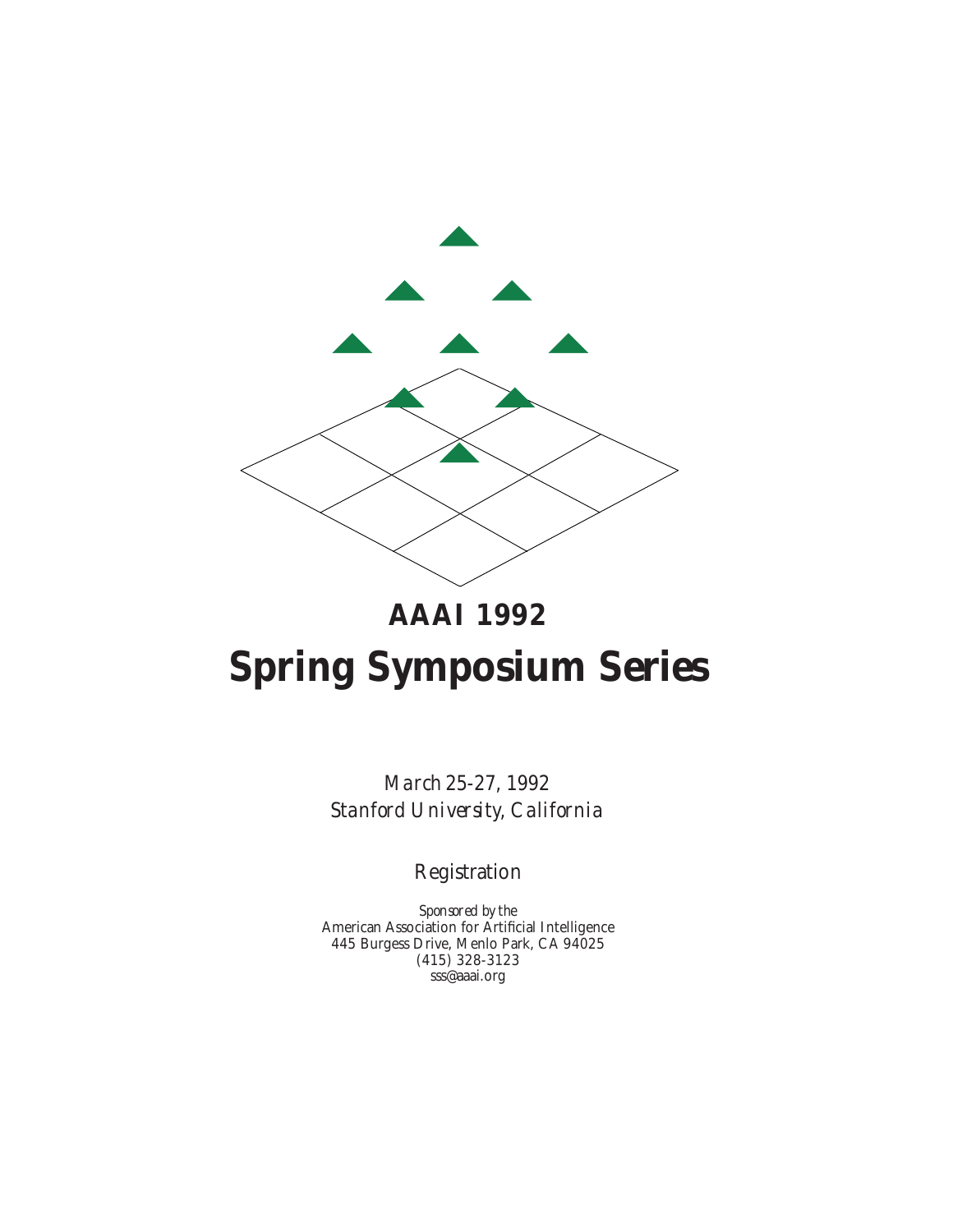# AAAI 1992

# Spring Symposium Series

*March 25-27, 1992*
*Stanford University, California*

Registration

*Sponsored by the*
American Association for Artificial Intelligence
445 Burgess Drive, Menlo Park, CA 94025
(415) 328-3123
sss@aaai.org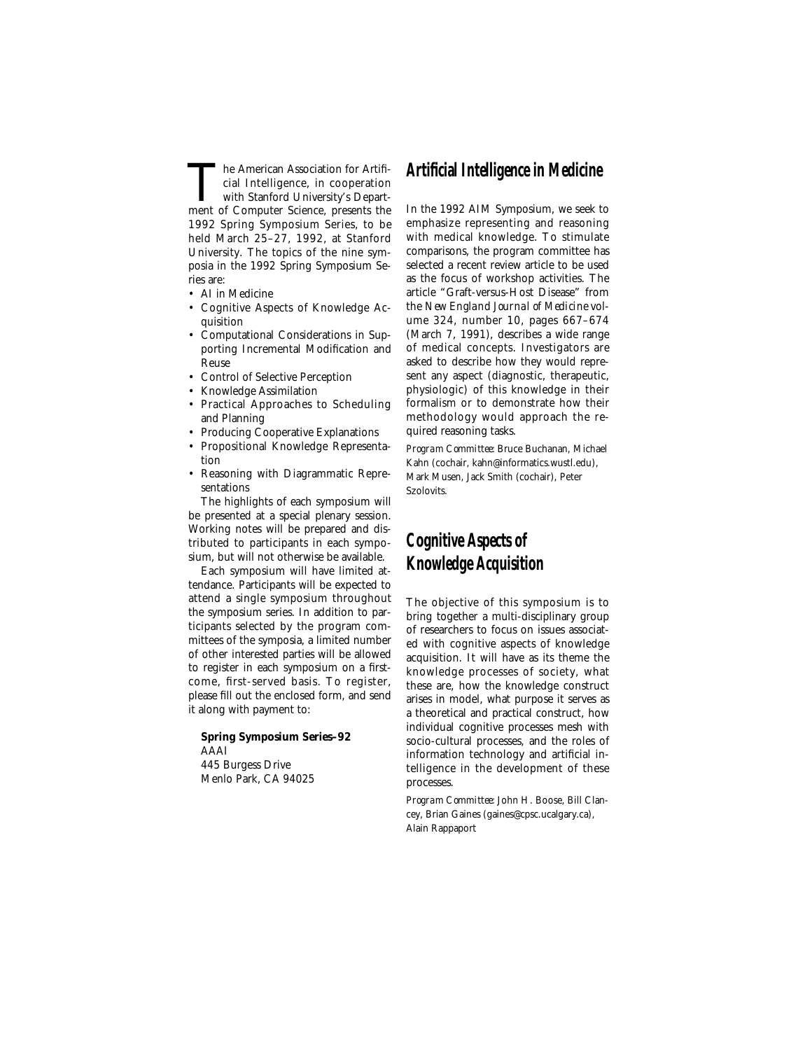The American Association for Artificial Intelligence, in cooperation with Stanford University's Department of Computer Science, presents the 1992 Spring Symposium Series, to be held March 25–27, 1992, at Stanford University. The topics of the nine symposia in the 1992 Spring Symposium Series are:

- AI in Medicine
- Cognitive Aspects of Knowledge Acquisition
- Computational Considerations in Supporting Incremental Modification and Reuse
- Control of Selective Perception
- Knowledge Assimilation
- Practical Approaches to Scheduling and Planning
- Producing Cooperative Explanations
- Propositional Knowledge Representation
- Reasoning with Diagrammatic Representations

The highlights of each symposium will be presented at a special plenary session. Working notes will be prepared and distributed to participants in each symposium, but will not otherwise be available.

Each symposium will have limited attendance. Participants will be expected to attend a single symposium throughout the symposium series. In addition to participants selected by the program committees of the symposia, a limited number of other interested parties will be allowed to register in each symposium on a first-come, first-served basis. To register, please fill out the enclosed form, and send it along with payment to:

**Spring Symposium Series–92**
AAAI
445 Burgess Drive
Menlo Park, CA 94025

## Artificial Intelligence in Medicine

In the 1992 AIM Symposium, we seek to emphasize representing and reasoning with medical knowledge. To stimulate comparisons, the program committee has selected a recent review article to be used as the focus of workshop activities. The article "Graft-versus-Host Disease" from the *New England Journal of Medicine* volume 324, number 10, pages 667–674 (March 7, 1991), describes a wide range of medical concepts. Investigators are asked to describe how they would represent any aspect (diagnostic, therapeutic, physiologic) of this knowledge in their formalism or to demonstrate how their methodology would approach the required reasoning tasks.

*Program Committee:* Bruce Buchanan, Michael Kahn (cochair, kahn@informatics.wustl.edu), Mark Musen, Jack Smith (cochair), Peter Szolovits.

## Cognitive Aspects of Knowledge Acquisition

The objective of this symposium is to bring together a multi-disciplinary group of researchers to focus on issues associated with cognitive aspects of knowledge acquisition. It will have as its theme the knowledge processes of society, what these are, how the knowledge construct arises in model, what purpose it serves as a theoretical and practical construct, how individual cognitive processes mesh with socio-cultural processes, and the roles of information technology and artificial intelligence in the development of these processes.

*Program Committee:* John H. Boose, Bill Clancey, Brian Gaines (gaines@cpsc.ucalgary.ca), Alain Rappaport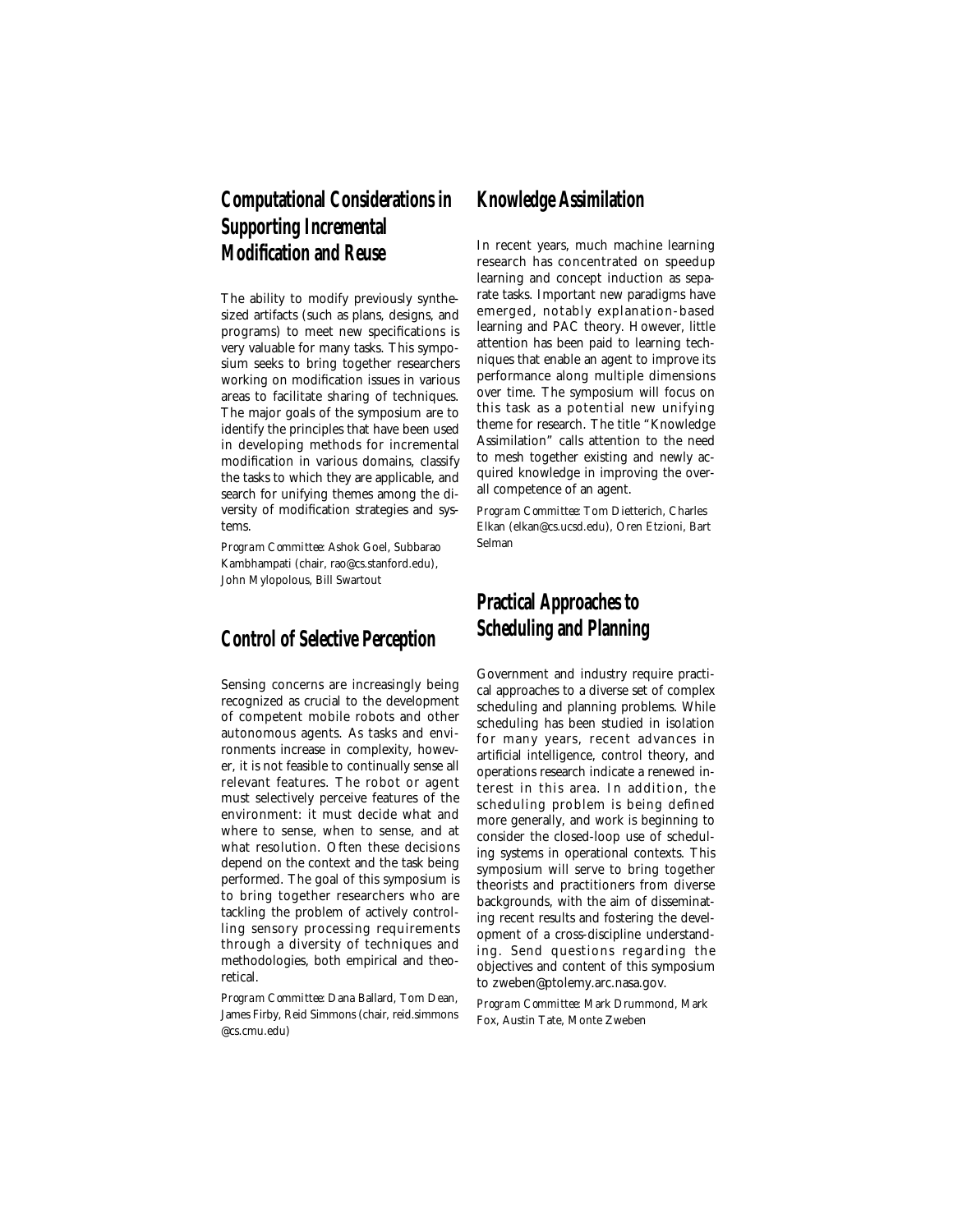## Computational Considerations in Supporting Incremental Modification and Reuse

The ability to modify previously synthesized artifacts (such as plans, designs, and programs) to meet new specifications is very valuable for many tasks. This symposium seeks to bring together researchers working on modification issues in various areas to facilitate sharing of techniques. The major goals of the symposium are to identify the principles that have been used in developing methods for incremental modification in various domains, classify the tasks to which they are applicable, and search for unifying themes among the diversity of modification strategies and systems.

*Program Committee:* Ashok Goel, Subbarao Kambhampati (chair, rao@cs.stanford.edu), John Mylopolous, Bill Swartout

## Control of Selective Perception

Sensing concerns are increasingly being recognized as crucial to the development of competent mobile robots and other autonomous agents. As tasks and environments increase in complexity, however, it is not feasible to continually sense all relevant features. The robot or agent must selectively perceive features of the environment: it must decide what and where to sense, when to sense, and at what resolution. Often these decisions depend on the context and the task being performed. The goal of this symposium is to bring together researchers who are tackling the problem of actively controlling sensory processing requirements through a diversity of techniques and methodologies, both empirical and theoretical.

*Program Committee:* Dana Ballard, Tom Dean, James Firby, Reid Simmons (chair, reid.simmons @cs.cmu.edu)

## Knowledge Assimilation

In recent years, much machine learning research has concentrated on speedup learning and concept induction as separate tasks. Important new paradigms have emerged, notably explanation-based learning and PAC theory. However, little attention has been paid to learning techniques that enable an agent to improve its performance along multiple dimensions over time. The symposium will focus on this task as a potential new unifying theme for research. The title "Knowledge Assimilation" calls attention to the need to mesh together existing and newly acquired knowledge in improving the overall competence of an agent.

*Program Committee:* Tom Dietterich, Charles Elkan (elkan@cs.ucsd.edu), Oren Etzioni, Bart Selman

## Practical Approaches to Scheduling and Planning

Government and industry require practical approaches to a diverse set of complex scheduling and planning problems. While scheduling has been studied in isolation for many years, recent advances in artificial intelligence, control theory, and operations research indicate a renewed interest in this area. In addition, the scheduling problem is being defined more generally, and work is beginning to consider the closed-loop use of scheduling systems in operational contexts. This symposium will serve to bring together theorists and practitioners from diverse backgrounds, with the aim of disseminating recent results and fostering the development of a cross-discipline understanding. Send questions regarding the objectives and content of this symposium to zweben@ptolemy.arc.nasa.gov.

*Program Committee:* Mark Drummond, Mark Fox, Austin Tate, Monte Zweben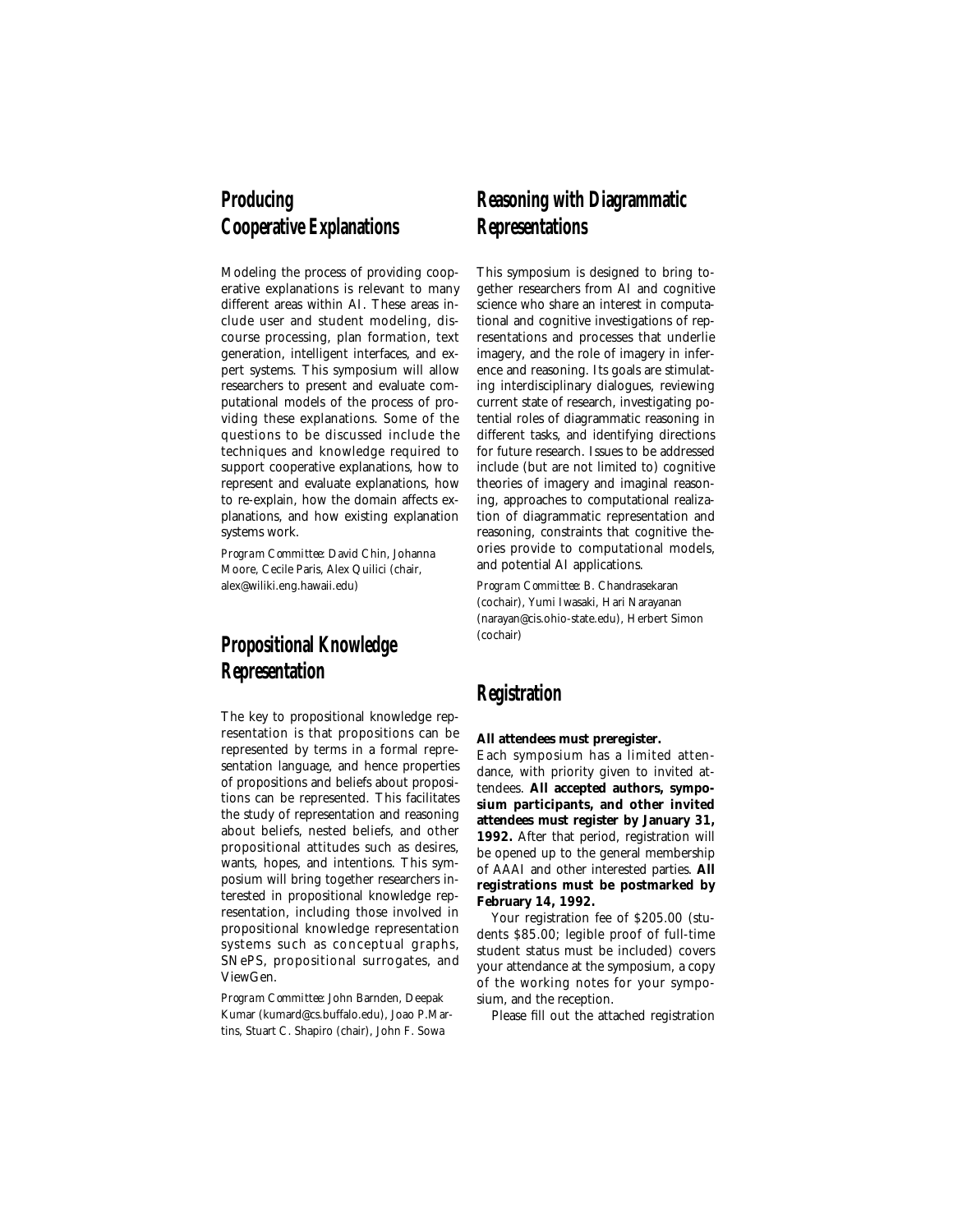## Producing Cooperative Explanations

Modeling the process of providing cooperative explanations is relevant to many different areas within AI. These areas include user and student modeling, discourse processing, plan formation, text generation, intelligent interfaces, and expert systems. This symposium will allow researchers to present and evaluate computational models of the process of providing these explanations. Some of the questions to be discussed include the techniques and knowledge required to support cooperative explanations, how to represent and evaluate explanations, how to re-explain, how the domain affects explanations, and how existing explanation systems work.

*Program Committee:* David Chin, Johanna Moore, Cecile Paris, Alex Quilici (chair, alex@wiliki.eng.hawaii.edu)

## Propositional Knowledge Representation

The key to propositional knowledge representation is that propositions can be represented by terms in a formal representation language, and hence properties of propositions and beliefs about propositions can be represented. This facilitates the study of representation and reasoning about beliefs, nested beliefs, and other propositional attitudes such as desires, wants, hopes, and intentions. This symposium will bring together researchers interested in propositional knowledge representation, including those involved in propositional knowledge representation systems such as conceptual graphs, SNePS, propositional surrogates, and ViewGen.

*Program Committee:* John Barnden, Deepak Kumar (kumard@cs.buffalo.edu), Joao P. Martins, Stuart C. Shapiro (chair), John F. Sowa

## Reasoning with Diagrammatic Representations

This symposium is designed to bring together researchers from AI and cognitive science who share an interest in computational and cognitive investigations of representations and processes that underlie imagery, and the role of imagery in inference and reasoning. Its goals are stimulating interdisciplinary dialogues, reviewing current state of research, investigating potential roles of diagrammatic reasoning in different tasks, and identifying directions for future research. Issues to be addressed include (but are not limited to) cognitive theories of imagery and imaginal reasoning, approaches to computational realization of diagrammatic representation and reasoning, constraints that cognitive theories provide to computational models, and potential AI applications.

*Program Committee:* B. Chandrasekaran (cochair), Yumi Iwasaki, Hari Narayanan (narayan@cis.ohio-state.edu), Herbert Simon (cochair)

## Registration

**All attendees must preregister.**
Each symposium has a limited attendance, with priority given to invited attendees. **All accepted authors, symposium participants, and other invited attendees must register by January 31, 1992.** After that period, registration will be opened up to the general membership of AAAI and other interested parties. **All registrations must be postmarked by February 14, 1992.**

Your registration fee of $205.00 (students $85.00; legible proof of full-time student status must be included) covers your attendance at the symposium, a copy of the working notes for your symposium, and the reception.

Please fill out the attached registration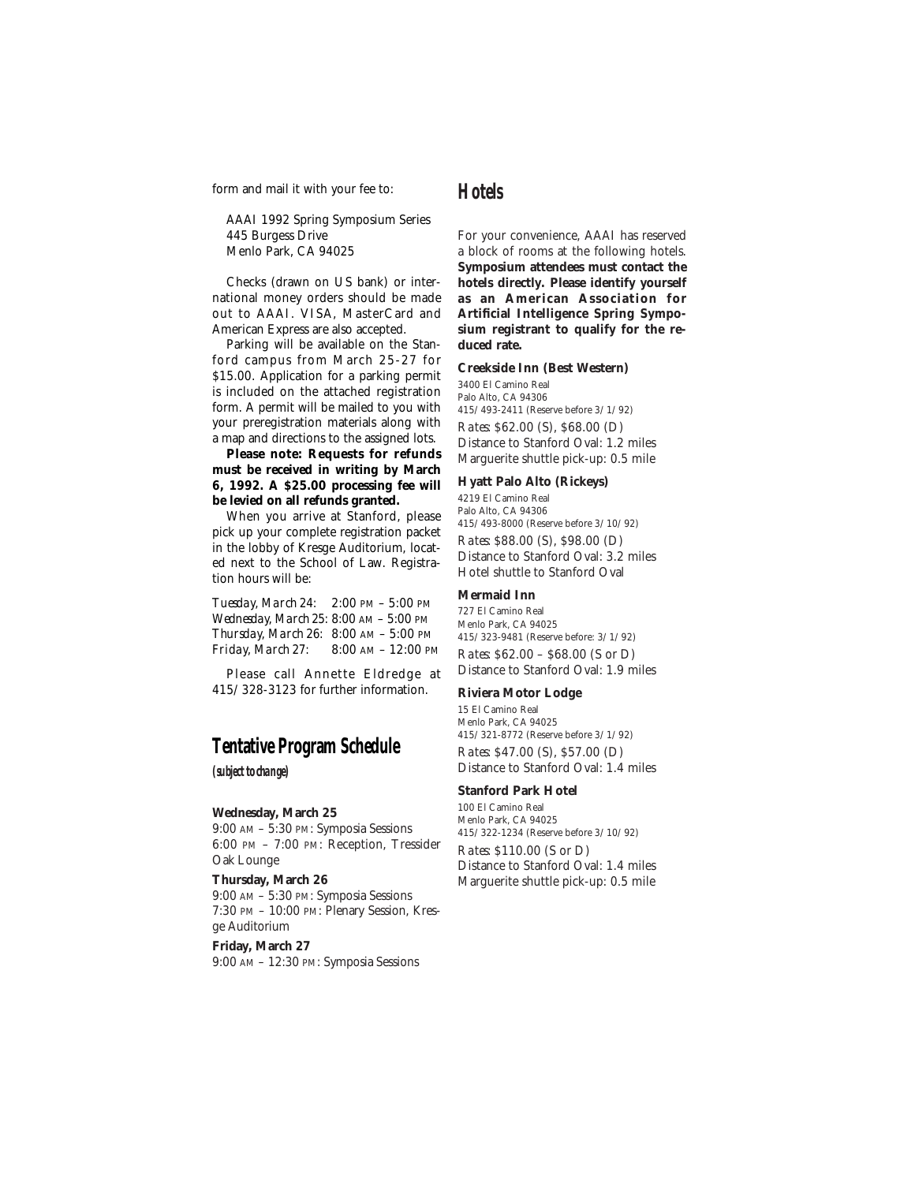form and mail it with your fee to:

AAAI 1992 Spring Symposium Series
445 Burgess Drive
Menlo Park, CA 94025

Checks (drawn on US bank) or international money orders should be made out to AAAI. VISA, MasterCard and American Express are also accepted.

Parking will be available on the Stanford campus from March 25-27 for \$15.00. Application for a parking permit is included on the attached registration form. A permit will be mailed to you with your preregistration materials along with a map and directions to the assigned lots.

**Please note: Requests for refunds must be received in writing by March 6, 1992. A \$25.00 processing fee will be levied on all refunds granted.**

When you arrive at Stanford, please pick up your complete registration packet in the lobby of Kresge Auditorium, located next to the School of Law. Registration hours will be:

*Tuesday, March 24:* 2:00 PM – 5:00 PM
*Wednesday, March 25:* 8:00 AM – 5:00 PM
*Thursday, March 26:* 8:00 AM – 5:00 PM
*Friday, March 27:* 8:00 AM – 12:00 PM

Please call Annette Eldredge at 415/328-3123 for further information.

## Tentative Program Schedule

*(subject to change)*

**Wednesday, March 25**
9:00 AM – 5:30 PM: Symposia Sessions
6:00 PM – 7:00 PM: Reception, Tressider Oak Lounge

**Thursday, March 26**
9:00 AM – 5:30 PM: Symposia Sessions
7:30 PM – 10:00 PM: Plenary Session, Kresge Auditorium

**Friday, March 27**
9:00 AM – 12:30 PM: Symposia Sessions

## Hotels

For your convenience, AAAI has reserved a block of rooms at the following hotels. **Symposium attendees must contact the hotels directly. Please identify yourself as an American Association for Artificial Intelligence Spring Symposium registrant to qualify for the reduced rate.**

**Creekside Inn (Best Western)**
3400 El Camino Real
Palo Alto, CA 94306
415/493-2411 (Reserve before 3/1/92)
*Rates:* \$62.00 (S), \$68.00 (D)
Distance to Stanford Oval: 1.2 miles
Marguerite shuttle pick-up: 0.5 mile

**Hyatt Palo Alto (Rickeys)**
4219 El Camino Real
Palo Alto, CA 94306
415/493-8000 (Reserve before 3/10/92)
*Rates:* \$88.00 (S), \$98.00 (D)
Distance to Stanford Oval: 3.2 miles
Hotel shuttle to Stanford Oval

**Mermaid Inn**
727 El Camino Real
Menlo Park, CA 94025
415/323-9481 (Reserve before: 3/1/92)
*Rates:* \$62.00 – \$68.00 (S or D)
Distance to Stanford Oval: 1.9 miles

**Riviera Motor Lodge**
15 El Camino Real
Menlo Park, CA 94025
415/321-8772 (Reserve before 3/1/92)
*Rates:* \$47.00 (S), \$57.00 (D)
Distance to Stanford Oval: 1.4 miles

**Stanford Park Hotel**
100 El Camino Real
Menlo Park, CA 94025
415/322-1234 (Reserve before 3/10/92)
*Rates:* \$110.00 (S or D)
Distance to Stanford Oval: 1.4 miles
Marguerite shuttle pick-up: 0.5 mile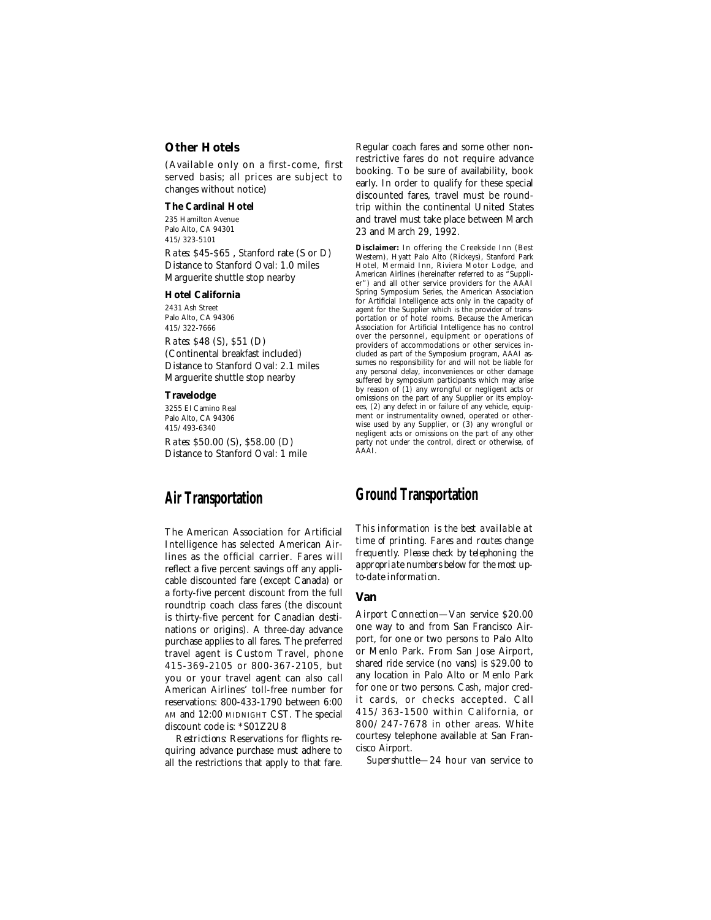## Other Hotels

(Available only on a first-come, first served basis; all prices are subject to changes without notice)

### The Cardinal Hotel

235 Hamilton Avenue
Palo Alto, CA 94301
415/323-5101

*Rates:* $45-$65 , Stanford rate (S or D)
Distance to Stanford Oval: 1.0 miles
Marguerite shuttle stop nearby

### Hotel California

2431 Ash Street
Palo Alto, CA 94306
415/322-7666

*Rates:* $48 (S), $51 (D)
(Continental breakfast included)
Distance to Stanford Oval: 2.1 miles
Marguerite shuttle stop nearby

### Travelodge

3255 El Camino Real
Palo Alto, CA 94306
415/493-6340

*Rates:* $50.00 (S), $58.00 (D)
Distance to Stanford Oval: 1 mile

# Air Transportation

The American Association for Artificial Intelligence has selected American Airlines as the official carrier. Fares will reflect a five percent savings off any applicable discounted fare (except Canada) or a forty-five percent discount from the full roundtrip coach class fares (the discount is thirty-five percent for Canadian destinations or origins). A three-day advance purchase applies to all fares. The preferred travel agent is Custom Travel, phone 415-369-2105 or 800-367-2105, but you or your travel agent can also call American Airlines' toll-free number for reservations: 800-433-1790 between 6:00 AM and 12:00 MIDNIGHT CST. The special discount code is: *S01Z2U8

*Restrictions:* Reservations for flights requiring advance purchase must adhere to all the restrictions that apply to that fare. Regular coach fares and some other nonrestrictive fares do not require advance booking. To be sure of availability, book early. In order to qualify for these special discounted fares, travel must be roundtrip within the continental United States and travel must take place between March 23 and March 29, 1992.

**Disclaimer:** In offering the Creekside Inn (Best Western), Hyatt Palo Alto (Rickeys), Stanford Park Hotel, Mermaid Inn, Riviera Motor Lodge, and American Airlines (hereinafter referred to as "Supplier") and all other service providers for the AAAI Spring Symposium Series, the American Association for Artificial Intelligence acts only in the capacity of agent for the Supplier which is the provider of transportation or of hotel rooms. Because the American Association for Artificial Intelligence has no control over the personnel, equipment or operations of providers of accommodations or other services included as part of the Symposium program, AAAI assumes no responsibility for and will not be liable for any personal delay, inconveniences or other damage suffered by symposium participants which may arise by reason of (1) any wrongful or negligent acts or omissions on the part of any Supplier or its employees, (2) any defect in or failure of any vehicle, equipment or instrumentality owned, operated or otherwise used by any Supplier, or (3) any wrongful or negligent acts or omissions on the part of any other party not under the control, direct or otherwise, of AAAI.

# Ground Transportation

*This information is the best available at time of printing. Fares and routes change frequently. Please check by telephoning the appropriate numbers below for the most up-to-date information.*

## Van

*Airport Connection*—Van service $20.00 one way to and from San Francisco Airport, for one or two persons to Palo Alto or Menlo Park. From San Jose Airport, shared ride service (no vans) is $29.00 to any location in Palo Alto or Menlo Park for one or two persons. Cash, major credit cards, or checks accepted. Call 415/363-1500 within California, or 800/247-7678 in other areas. White courtesy telephone available at San Francisco Airport.

*Supershuttle*—24 hour van service to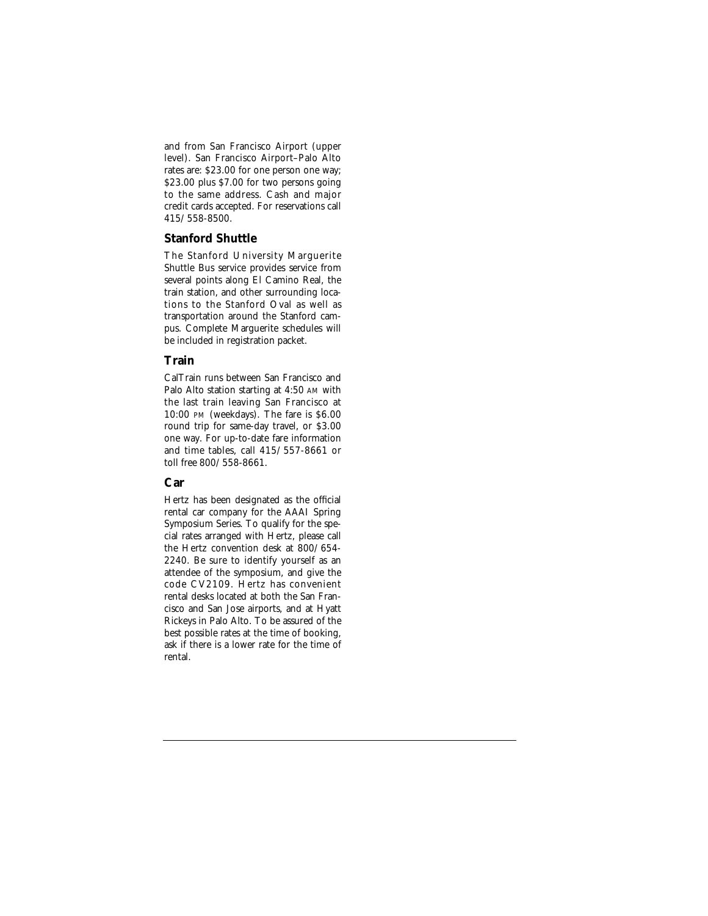and from San Francisco Airport (upper level). San Francisco Airport–Palo Alto rates are: $23.00 for one person one way; $23.00 plus $7.00 for two persons going to the same address. Cash and major credit cards accepted. For reservations call 415/558-8500.

### Stanford Shuttle

The Stanford University Marguerite Shuttle Bus service provides service from several points along El Camino Real, the train station, and other surrounding locations to the Stanford Oval as well as transportation around the Stanford campus. Complete Marguerite schedules will be included in registration packet.

### Train

CalTrain runs between San Francisco and Palo Alto station starting at 4:50 AM with the last train leaving San Francisco at 10:00 PM (weekdays). The fare is $6.00 round trip for same-day travel, or $3.00 one way. For up-to-date fare information and time tables, call 415/557-8661 or toll free 800/558-8661.

### Car

Hertz has been designated as the official rental car company for the AAAI Spring Symposium Series. To qualify for the special rates arranged with Hertz, please call the Hertz convention desk at 800/654-2240. Be sure to identify yourself as an attendee of the symposium, and give the code CV2109. Hertz has convenient rental desks located at both the San Francisco and San Jose airports, and at Hyatt Rickeys in Palo Alto. To be assured of the best possible rates at the time of booking, ask if there is a lower rate for the time of rental.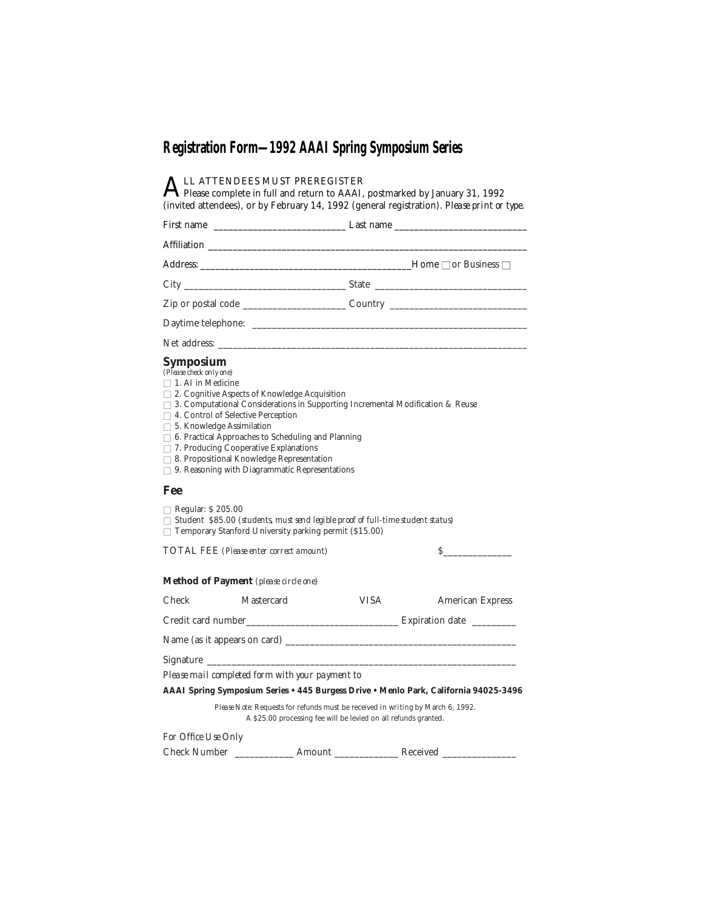# Registration Form—1992 AAAI Spring Symposium Series

ALL ATTENDEES MUST PREREGISTER
Please complete in full and return to AAAI, postmarked by January 31, 1992 (invited attendees), or by February 14, 1992 (general registration). *Please print or type.*

First name ___________________________ Last name ___________________________

Affiliation ___________________________________________________________________

Address: ___________________________________________Home ☐ or Business ☐

City _________________________________ State _______________________________

Zip or postal code _____________________ Country ____________________________

Daytime telephone: _________________________________________________________

Net address: _______________________________________________________________

## Symposium

*(Please check only one)*

- ☐ 1. AI in Medicine
- ☐ 2. Cognitive Aspects of Knowledge Acquisition
- ☐ 3. Computational Considerations in Supporting Incremental Modification & Reuse
- ☐ 4. Control of Selective Perception
- ☐ 5. Knowledge Assimilation
- ☐ 6. Practical Approaches to Scheduling and Planning
- ☐ 7. Producing Cooperative Explanations
- ☐ 8. Propositional Knowledge Representation
- ☐ 9. Reasoning with Diagrammatic Representations

## Fee

- ☐ Regular: $ 205.00
- ☐ Student $85.00 *(students, must send legible proof of full-time student status)*
- ☐ Temporary Stanford University parking permit ($15.00)

TOTAL FEE *(Please enter correct amount)* $_______________

**Method of Payment** *(please circle one)*

Check Mastercard VISA American Express

Credit card number_______________________________ Expiration date _________

Name (as it appears on card) _______________________________________________

Signature __________________________________________________________________

*Please mail completed form with your payment to*

**AAAI Spring Symposium Series • 445 Burgess Drive • Menlo Park, California 94025-3496**

*Please Note: Requests for refunds must be received in writing by March 6, 1992. A $25.00 processing fee will be levied on all refunds granted.*

*For Office Use Only*

Check Number ____________ Amount _____________ Received _______________